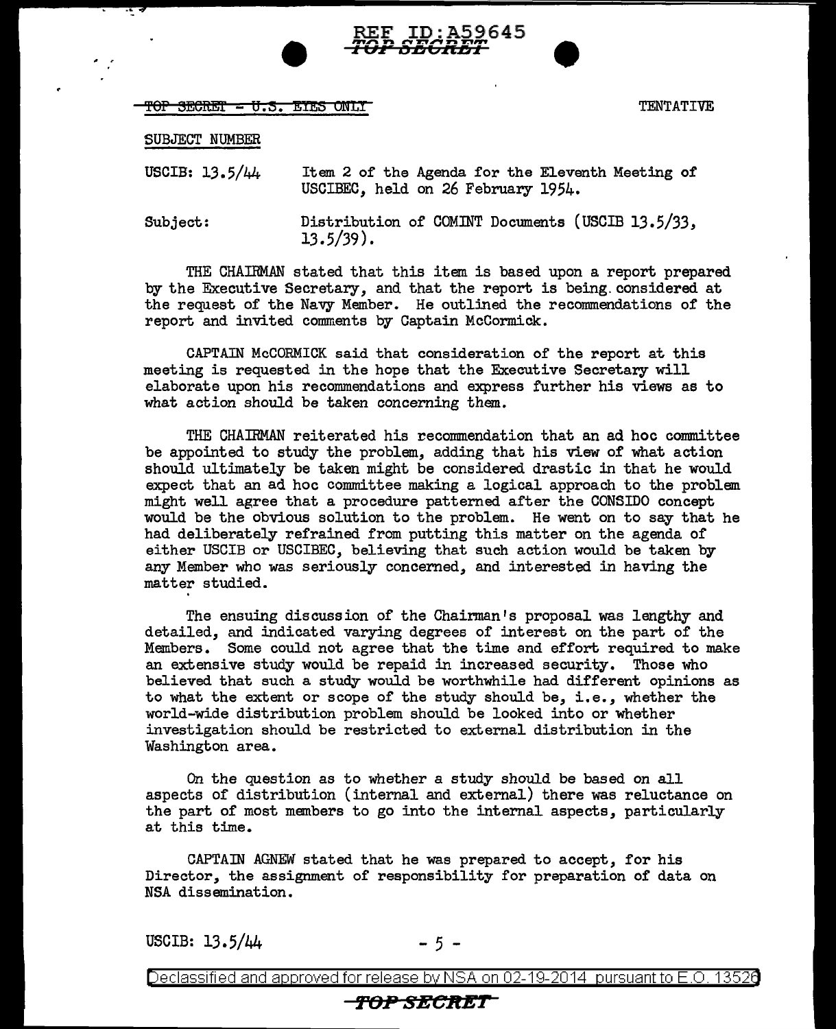TOP SECRET - U.S. EYES ONLY

TENTATIVE

SUBJECT NUMBER

USCIB: 13.5/44 Item 2 of the Agenda for the Eleventh Meeting of USCIBEC, held on 26 February 1954.

Subject: Distribution of COMINT Documents (USCIB 13.5/33, 13.5/39).

THE CHAIRMAN stated that this item is based upon a report prepared by the Executive Secretary, and that the report is being considered at the request of the Navy Member. He outlined the recommendations of the report and invited comments by Captain McCormick.

CAPTAIN McCORMICK said that consideration of the report at this meeting is requested in the hope that the Executive Secretary will elaborate upon his recommendations and express further his views as to what action should be taken concerning them.

THE CHAIRMAN reiterated his recommendation that an ad hoc committee be appointed to study the problem, adding that his view of what action should ultimately be taken might be considered drastic in that he would expect that an ad hoc committee making a logical approach to the problem might well agree that a procedure patterned after the CONSIDO concept would be the obvious solution to the problem. He went on to say that he had deliberately refrained from putting this matter on the agenda of either USCIB or USCIBEC, believing that such action would be taken by any Member who was seriously concerned, and interested in having the matter studied.

The ensuing discussion of the Chairman's proposal was lengthy and detailed, and indicated varying degrees of interest on the part of the Members. Some could not agree that the time and effort required to make an extensive study would be repaid in increased security. Those who believed that such a study would be worthwhile had different opinions as to what the extent or scope of the study should be, i.e., whether the world-wide distribution problem should be looked into or whether investigation should be restricted to external distribution in the Washington area.

On the question as to whether a study should be based on all aspects of distribution (internal and external) there was reluctance on the part of most members to go into the internal aspects, particularly at this time.

CAPTAIN AGNEW stated that he was prepared to accept, for his Director, the assignment of responsibility for preparation of data on NSA dissemination.

USCIB: 13.5/44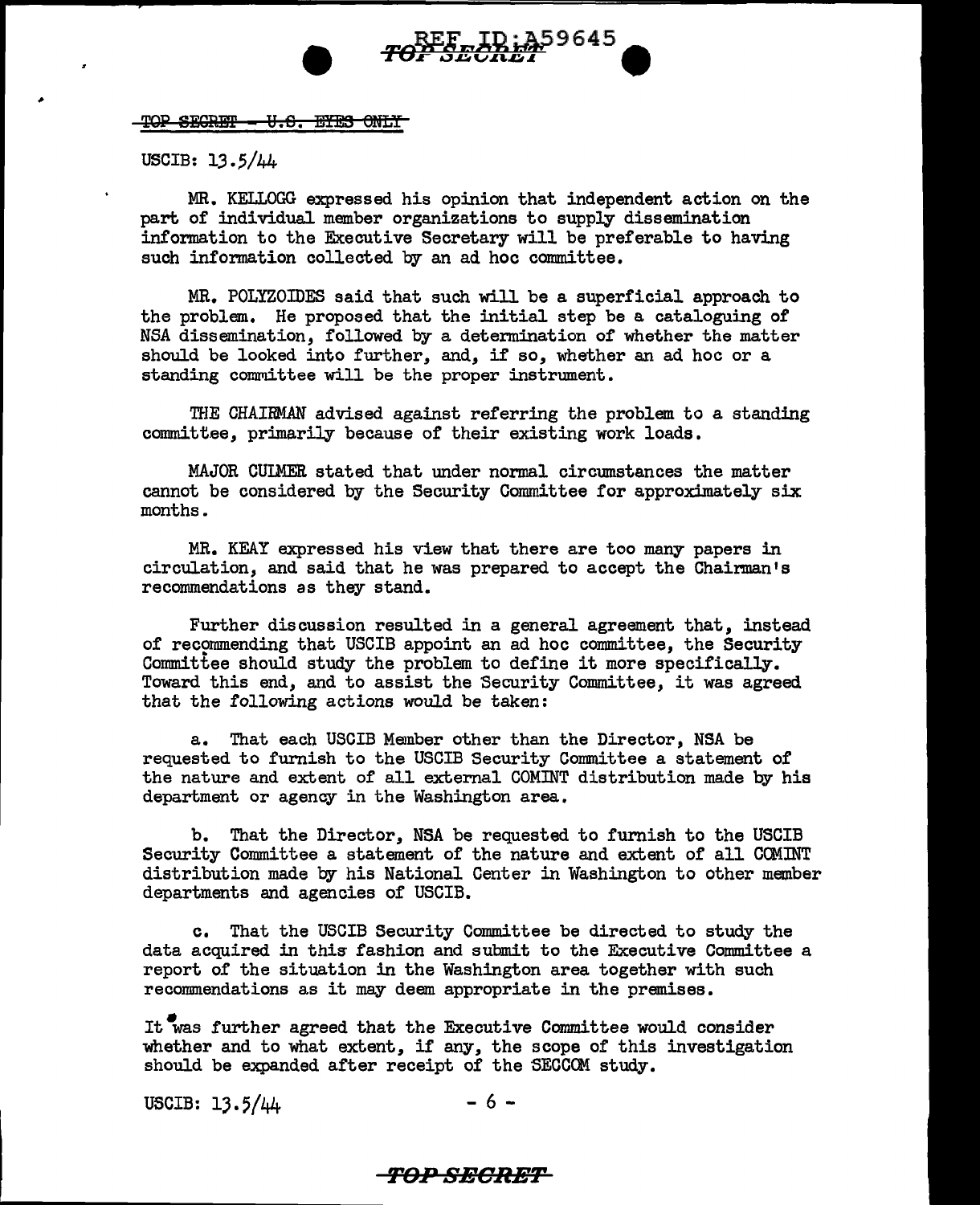~~TOP SECRET - U.S. EYES ONLY~~

USCIB: 13.5/44

MR. KELLOGG expressed his opinion that independent action on the part of individual member organizations to supply dissemination information to the Executive Secretary will be preferable to having such information collected by an ad hoc committee.

MR. POLYZOIDES said that such will be a superficial approach to the problem. He proposed that the initial step be a cataloguing of NSA dissemination, followed by a determination of whether the matter should be looked into further, and, if so, whether an ad hoc or a standing committee will be the proper instrument.

THE CHAIRMAN advised against referring the problem to a standing committee, primarily because of their existing work loads.

MAJOR CULMER stated that under normal circumstances the matter cannot be considered by the Security Committee for approximately six months.

MR. KEAY expressed his view that there are too many papers in circulation, and said that he was prepared to accept the Chairman's recommendations as they stand.

Further discussion resulted in a general agreement that, instead of recommending that USCIB appoint an ad hoc committee, the Security Committee should study the problem to define it more specifically. Toward this end, and to assist the Security Committee, it was agreed that the following actions would be taken:

a. That each USCIB Member other than the Director, NSA be requested to furnish to the USCIB Security Committee a statement of the nature and extent of all external COMINT distribution made by his department or agency in the Washington area.

b. That the Director, NSA be requested to furnish to the USCIB Security Committee a statement of the nature and extent of all COMINT distribution made by his National Center in Washington to other member departments and agencies of USCIB.

c. That the USCIB Security Committee be directed to study the data acquired in this fashion and submit to the Executive Committee a report of the situation in the Washington area together with such recommendations as it may deem appropriate in the premises.

It was further agreed that the Executive Committee would consider whether and to what extent, if any, the scope of this investigation should be expanded after receipt of the SECCOM study.

USCIB: 13.5/44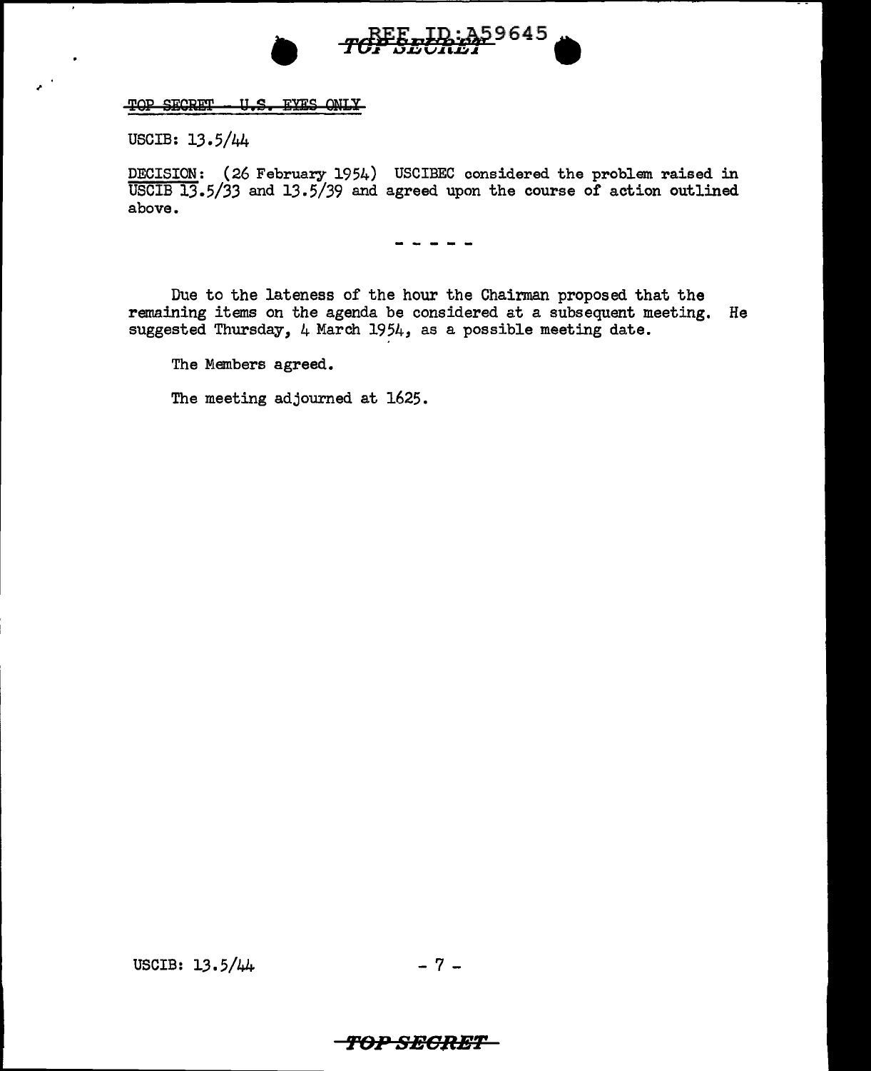TOP SECRET - U.S. EYES ONLY

USCIB: 13.5/44

DECISION: (26 February 1954) USCIBEC considered the problem raised in USCIB 13.5/33 and 13.5/39 and agreed upon the course of action outlined above.

- - - - -

Due to the lateness of the hour the Chairman proposed that the remaining items on the agenda be considered at a subsequent meeting. He suggested Thursday, 4 March 1954, as a possible meeting date.

The Members agreed.

The meeting adjourned at 1625.

USCIB: 13.5/44 - 7 -